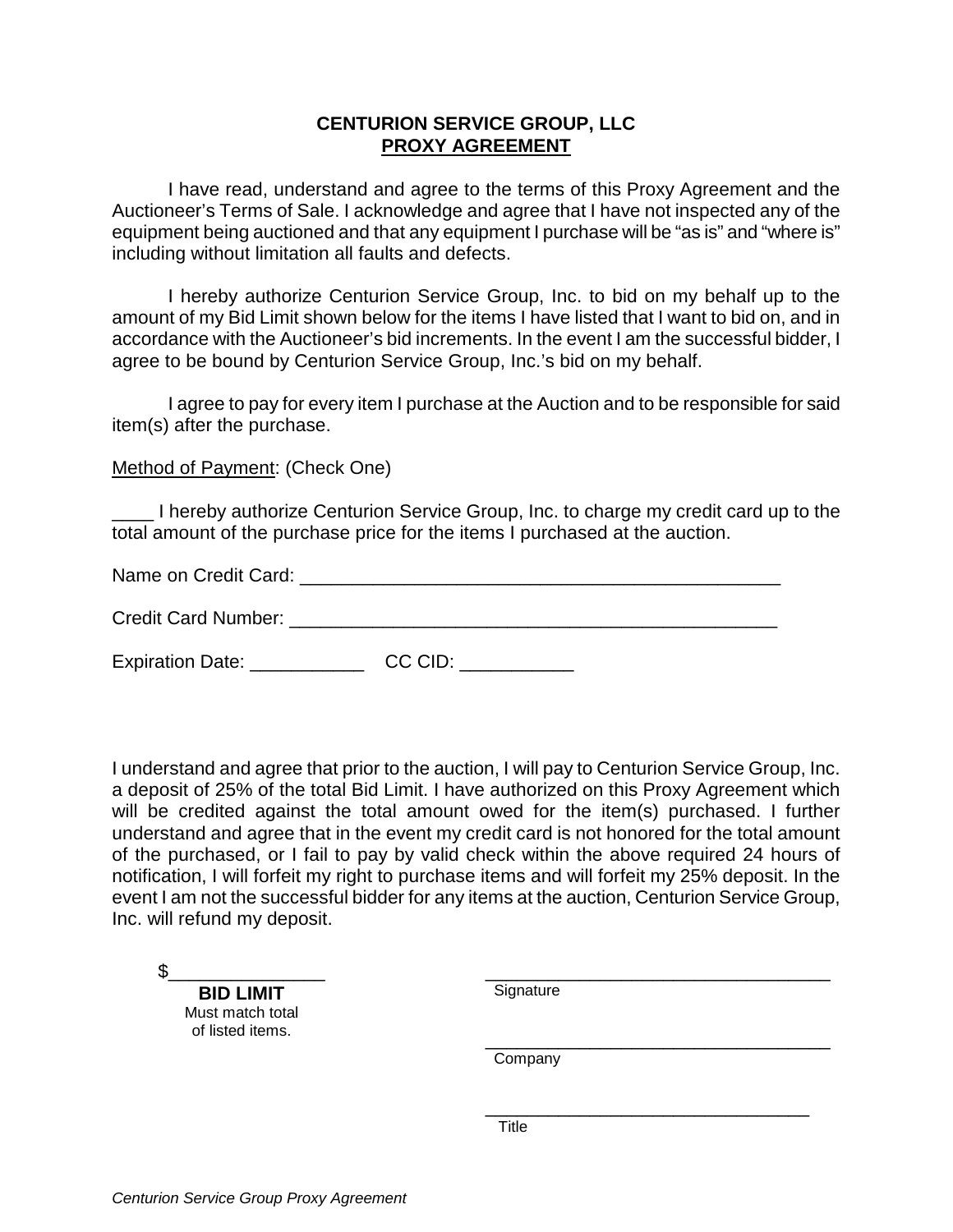**CENTURION SERVICE GROUP, LLC**
**PROXY AGREEMENT**

I have read, understand and agree to the terms of this Proxy Agreement and the Auctioneer's Terms of Sale. I acknowledge and agree that I have not inspected any of the equipment being auctioned and that any equipment I purchase will be "as is" and "where is" including without limitation all faults and defects.

I hereby authorize Centurion Service Group, Inc. to bid on my behalf up to the amount of my Bid Limit shown below for the items I have listed that I want to bid on, and in accordance with the Auctioneer's bid increments. In the event I am the successful bidder, I agree to be bound by Centurion Service Group, Inc.'s bid on my behalf.

I agree to pay for every item I purchase at the Auction and to be responsible for said item(s) after the purchase.

Method of Payment: (Check One)

____ I hereby authorize Centurion Service Group, Inc. to charge my credit card up to the total amount of the purchase price for the items I purchased at the auction.

Name on Credit Card: ______________________________________________

Credit Card Number: _______________________________________________

Expiration Date: ___________ CC CID: ___________

I understand and agree that prior to the auction, I will pay to Centurion Service Group, Inc. a deposit of 25% of the total Bid Limit. I have authorized on this Proxy Agreement which will be credited against the total amount owed for the item(s) purchased. I further understand and agree that in the event my credit card is not honored for the total amount of the purchased, or I fail to pay by valid check within the above required 24 hours of notification, I will forfeit my right to purchase items and will forfeit my 25% deposit. In the event I am not the successful bidder for any items at the auction, Centurion Service Group, Inc. will refund my deposit.

$_______________
**BID LIMIT**
Must match total of listed items.

___________________________________
Signature

___________________________________
Company

___________________________________
Title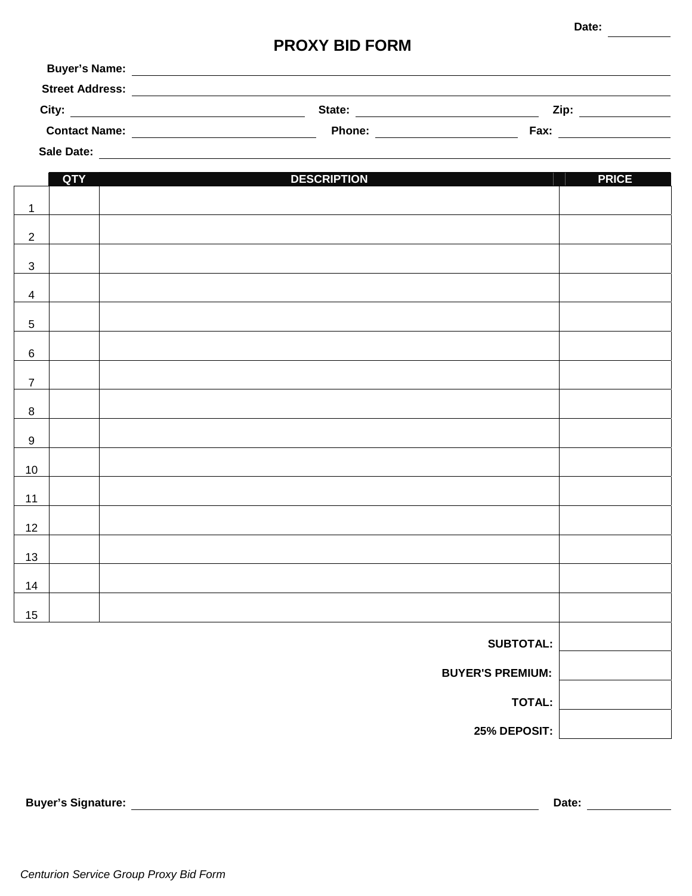Date: ____________

# PROXY BID FORM

**Buyer's Name:** ____________________________________________

**Street Address:** ____________________________________________

**City:** ____________________ **State:** ____________________ **Zip:** ____________

**Contact Name:** ____________________ **Phone:** ____________________ **Fax:** ____________

**Sale Date:** ____________________________________________

| | QTY | DESCRIPTION | PRICE |
|---|---|---|---|
| 1 | | | |
| 2 | | | |
| 3 | | | |
| 4 | | | |
| 5 | | | |
| 6 | | | |
| 7 | | | |
| 8 | | | |
| 9 | | | |
| 10 | | | |
| 11 | | | |
| 12 | | | |
| 13 | | | |
| 14 | | | |
| 15 | | | |
| | | **SUBTOTAL:** | |
| | | **BUYER'S PREMIUM:** | |
| | | **TOTAL:** | |
| | | **25% DEPOSIT:** | |

**Buyer's Signature:** ____________________________________________ **Date:** ____________

*Centurion Service Group Proxy Bid Form*